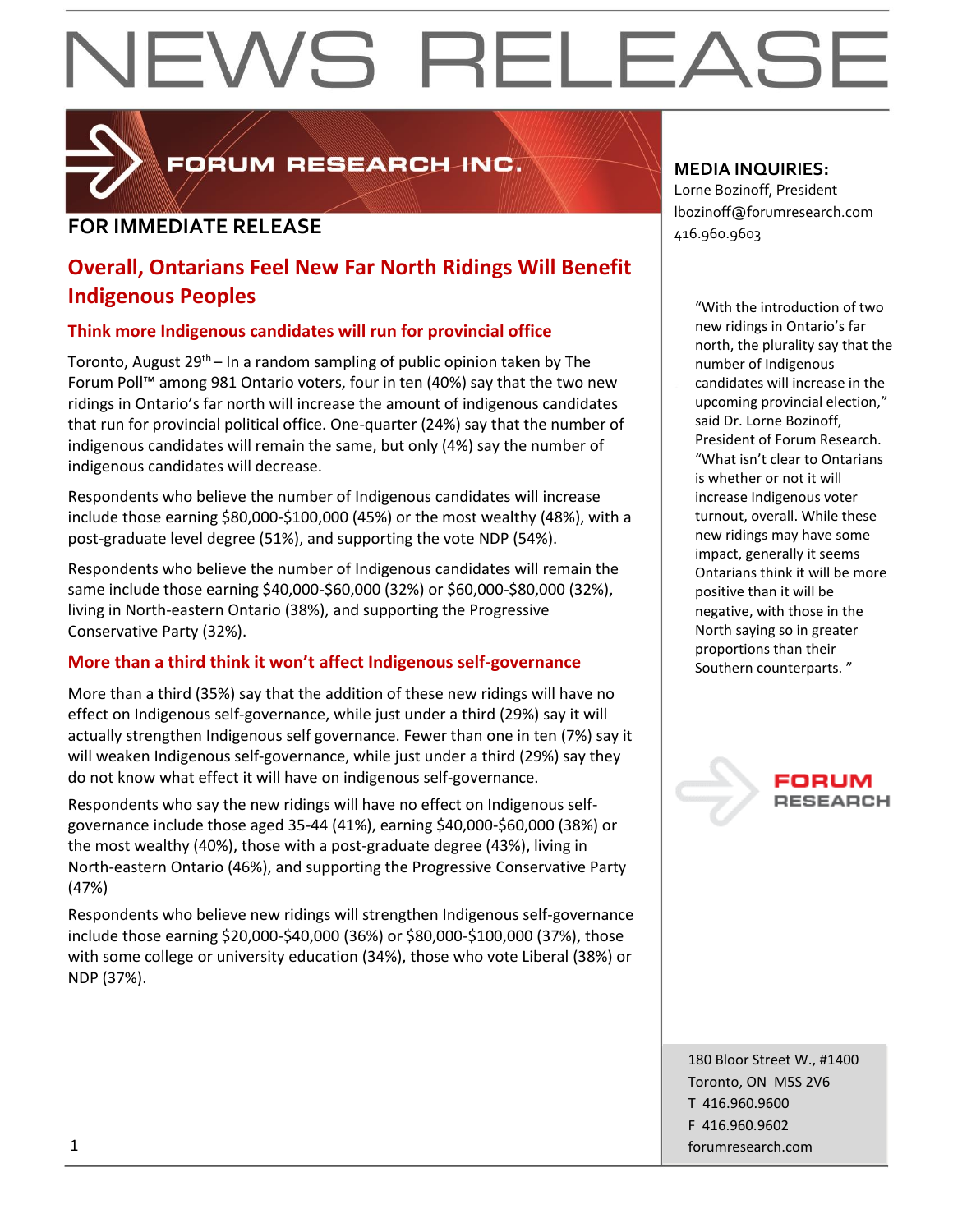# NEWS RELEASE

FORUM RESEARCH INC.

**FOR IMMEDIATE RELEASE**

**MEDIA INQUIRIES:**
Lorne Bozinoff, President
lbozinoff@forumresearch.com
416.960.9603

## Overall, Ontarians Feel New Far North Ridings Will Benefit Indigenous Peoples

### Think more Indigenous candidates will run for provincial office

Toronto, August 29th – In a random sampling of public opinion taken by The Forum Poll™ among 981 Ontario voters, four in ten (40%) say that the two new ridings in Ontario's far north will increase the amount of indigenous candidates that run for provincial political office. One-quarter (24%) say that the number of indigenous candidates will remain the same, but only (4%) say the number of indigenous candidates will decrease.

Respondents who believe the number of Indigenous candidates will increase include those earning $80,000-$100,000 (45%) or the most wealthy (48%), with a post-graduate level degree (51%), and supporting the vote NDP (54%).

Respondents who believe the number of Indigenous candidates will remain the same include those earning $40,000-$60,000 (32%) or $60,000-$80,000 (32%), living in North-eastern Ontario (38%), and supporting the Progressive Conservative Party (32%).

### More than a third think it won't affect Indigenous self-governance

More than a third (35%) say that the addition of these new ridings will have no effect on Indigenous self-governance, while just under a third (29%) say it will actually strengthen Indigenous self governance. Fewer than one in ten (7%) say it will weaken Indigenous self-governance, while just under a third (29%) say they do not know what effect it will have on indigenous self-governance.

Respondents who say the new ridings will have no effect on Indigenous self-governance include those aged 35-44 (41%), earning $40,000-$60,000 (38%) or the most wealthy (40%), those with a post-graduate degree (43%), living in North-eastern Ontario (46%), and supporting the Progressive Conservative Party (47%)

Respondents who believe new ridings will strengthen Indigenous self-governance include those earning $20,000-$40,000 (36%) or $80,000-$100,000 (37%), those with some college or university education (34%), those who vote Liberal (38%) or NDP (37%).

"With the introduction of two new ridings in Ontario's far north, the plurality say that the number of Indigenous candidates will increase in the upcoming provincial election," said Dr. Lorne Bozinoff, President of Forum Research. "What isn't clear to Ontarians is whether or not it will increase Indigenous voter turnout, overall. While these new ridings may have some impact, generally it seems Ontarians think it will be more positive than it will be negative, with those in the North saying so in greater proportions than their Southern counterparts. "

FORUM RESEARCH

180 Bloor Street W., #1400
Toronto, ON M5S 2V6
T 416.960.9600
F 416.960.9602
forumresearch.com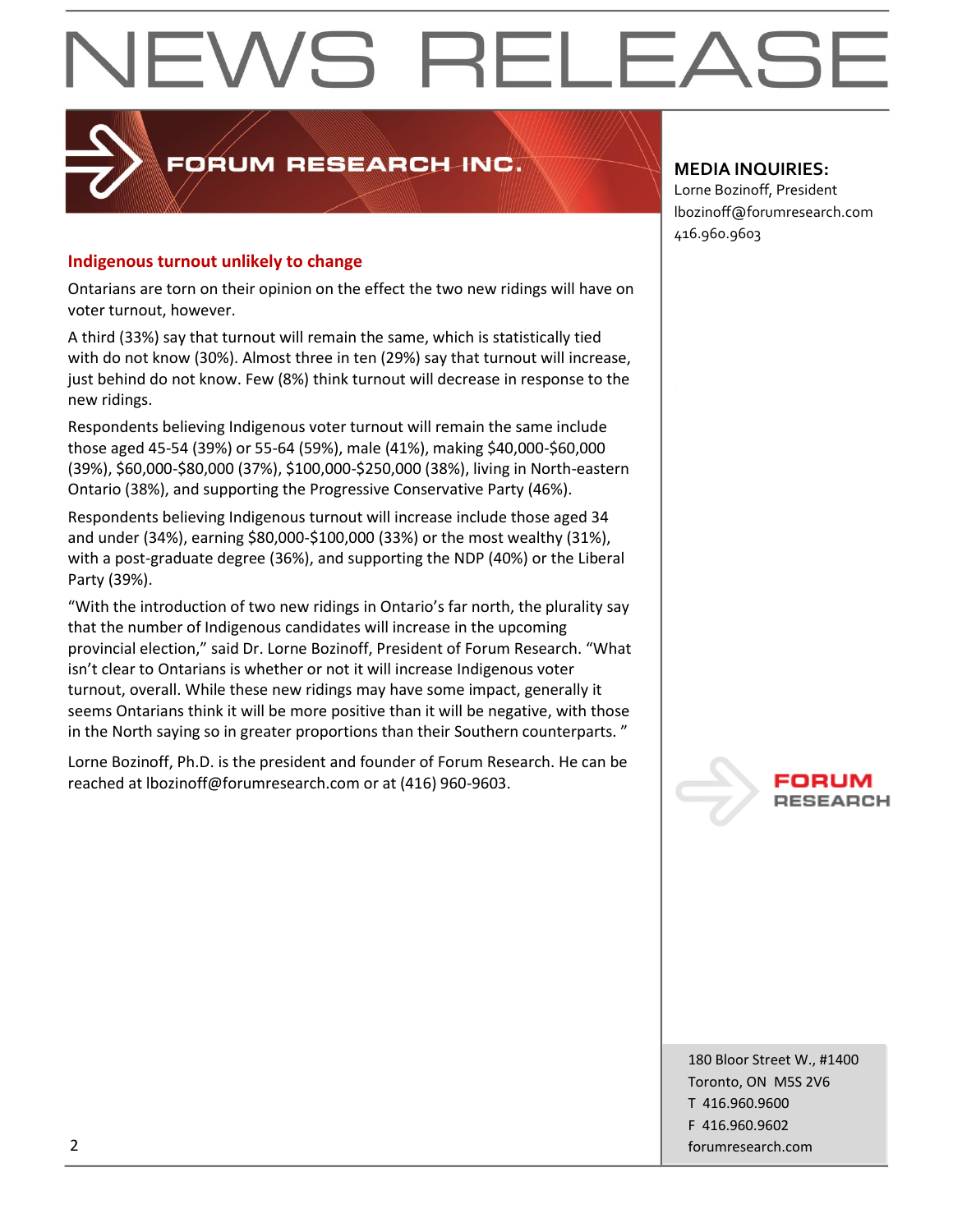## Indigenous turnout unlikely to change

Ontarians are torn on their opinion on the effect the two new ridings will have on voter turnout, however.

A third (33%) say that turnout will remain the same, which is statistically tied with do not know (30%). Almost three in ten (29%) say that turnout will increase, just behind do not know. Few (8%) think turnout will decrease in response to the new ridings.

Respondents believing Indigenous voter turnout will remain the same include those aged 45-54 (39%) or 55-64 (59%), male (41%), making $40,000-$60,000 (39%), $60,000-$80,000 (37%), $100,000-$250,000 (38%), living in North-eastern Ontario (38%), and supporting the Progressive Conservative Party (46%).

Respondents believing Indigenous turnout will increase include those aged 34 and under (34%), earning $80,000-$100,000 (33%) or the most wealthy (31%), with a post-graduate degree (36%), and supporting the NDP (40%) or the Liberal Party (39%).

"With the introduction of two new ridings in Ontario's far north, the plurality say that the number of Indigenous candidates will increase in the upcoming provincial election," said Dr. Lorne Bozinoff, President of Forum Research. "What isn't clear to Ontarians is whether or not it will increase Indigenous voter turnout, overall. While these new ridings may have some impact, generally it seems Ontarians think it will be more positive than it will be negative, with those in the North saying so in greater proportions than their Southern counterparts. "

Lorne Bozinoff, Ph.D. is the president and founder of Forum Research. He can be reached at lbozinoff@forumresearch.com or at (416) 960-9603.

**MEDIA INQUIRIES:**
Lorne Bozinoff, President
lbozinoff@forumresearch.com
416.960.9603

180 Bloor Street W., #1400
Toronto, ON M5S 2V6
T 416.960.9600
F 416.960.9602
forumresearch.com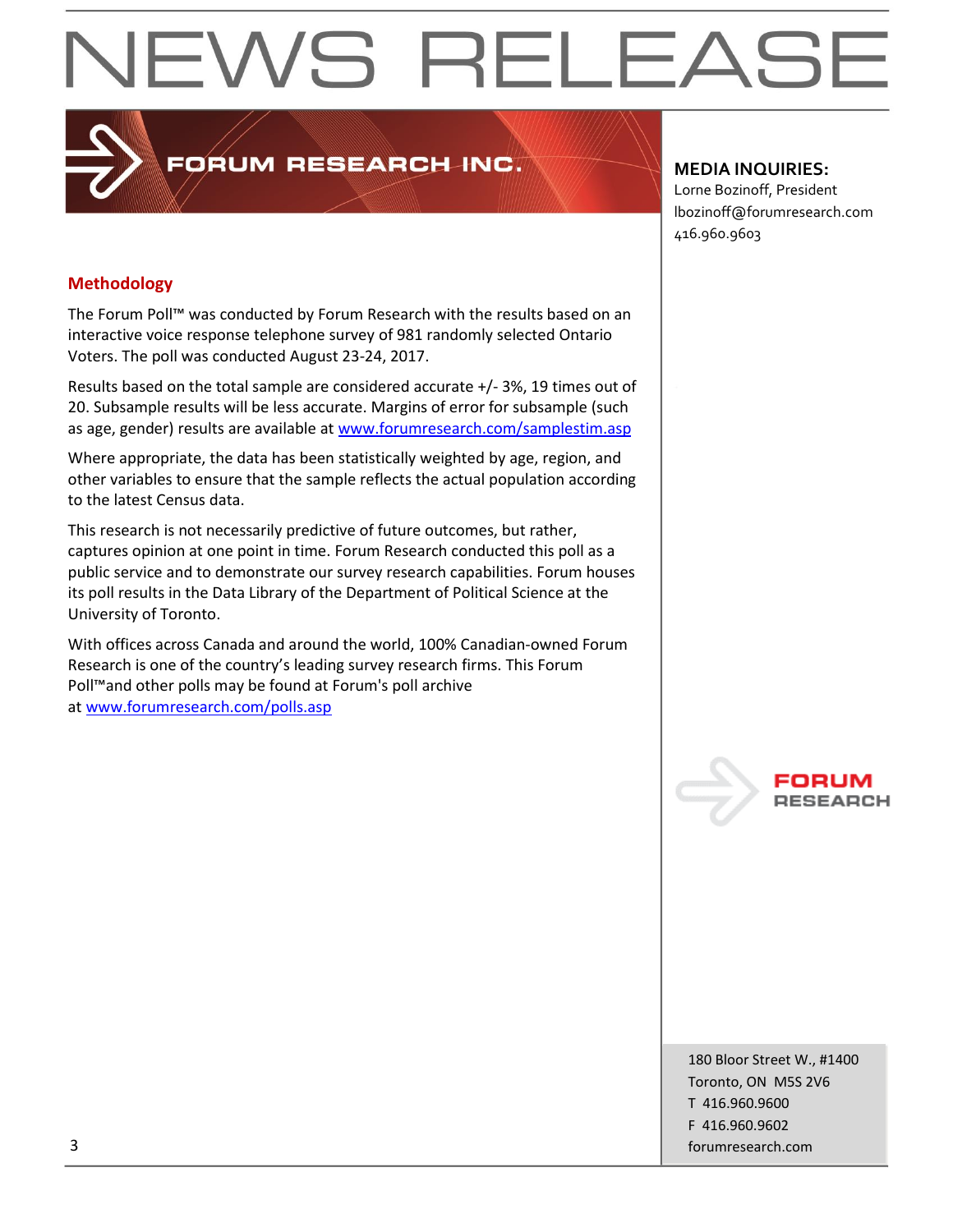# NEWS RELEASE

FORUM RESEARCH INC.

**MEDIA INQUIRIES:**
Lorne Bozinoff, President
lbozinoff@forumresearch.com
416.960.9603

## Methodology

The Forum Poll™ was conducted by Forum Research with the results based on an interactive voice response telephone survey of 981 randomly selected Ontario Voters. The poll was conducted August 23-24, 2017.

Results based on the total sample are considered accurate +/- 3%, 19 times out of 20. Subsample results will be less accurate. Margins of error for subsample (such as age, gender) results are available at www.forumresearch.com/samplestim.asp

Where appropriate, the data has been statistically weighted by age, region, and other variables to ensure that the sample reflects the actual population according to the latest Census data.

This research is not necessarily predictive of future outcomes, but rather, captures opinion at one point in time. Forum Research conducted this poll as a public service and to demonstrate our survey research capabilities. Forum houses its poll results in the Data Library of the Department of Political Science at the University of Toronto.

With offices across Canada and around the world, 100% Canadian-owned Forum Research is one of the country's leading survey research firms. This Forum Poll™and other polls may be found at Forum's poll archive at www.forumresearch.com/polls.asp

FORUM RESEARCH

180 Bloor Street W., #1400
Toronto, ON M5S 2V6
T 416.960.9600
F 416.960.9602
forumresearch.com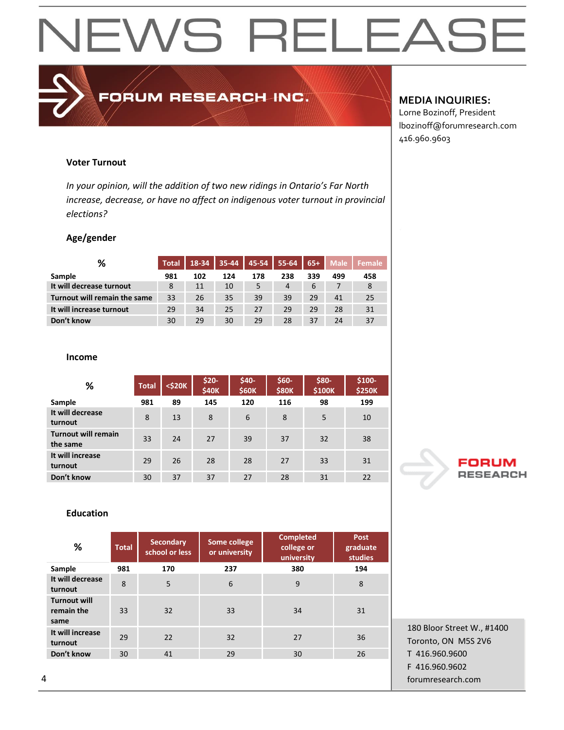# NEWS RELEASE

FORUM RESEARCH INC.

**MEDIA INQUIRIES:**
Lorne Bozinoff, President
lbozinoff@forumresearch.com
416.960.9603

### Voter Turnout

*In your opinion, will the addition of two new ridings in Ontario's Far North increase, decrease, or have no affect on indigenous voter turnout in provincial elections?*

### Age/gender

| % | Total | 18-34 | 35-44 | 45-54 | 55-64 | 65+ | Male | Female |
|---|---|---|---|---|---|---|---|---|
| **Sample** | **981** | **102** | **124** | **178** | **238** | **339** | **499** | **458** |
| **It will decrease turnout** | 8 | 11 | 10 | 5 | 4 | 6 | 7 | 8 |
| **Turnout will remain the same** | 33 | 26 | 35 | 39 | 39 | 29 | 41 | 25 |
| **It will increase turnout** | 29 | 34 | 25 | 27 | 29 | 29 | 28 | 31 |
| **Don't know** | 30 | 29 | 30 | 29 | 28 | 37 | 24 | 37 |

### Income

| % | Total | <$20K | $20-$40K | $40-$60K | $60-$80K | $80-$100K | $100-$250K |
|---|---|---|---|---|---|---|---|
| **Sample** | **981** | **89** | **145** | **120** | **116** | **98** | **199** |
| **It will decrease turnout** | 8 | 13 | 8 | 6 | 8 | 5 | 10 |
| **Turnout will remain the same** | 33 | 24 | 27 | 39 | 37 | 32 | 38 |
| **It will increase turnout** | 29 | 26 | 28 | 28 | 27 | 33 | 31 |
| **Don't know** | 30 | 37 | 37 | 27 | 28 | 31 | 22 |

### Education

| % | Total | Secondary school or less | Some college or university | Completed college or university | Post graduate studies |
|---|---|---|---|---|---|
| **Sample** | **981** | **170** | **237** | **380** | **194** |
| **It will decrease turnout** | 8 | 5 | 6 | 9 | 8 |
| **Turnout will remain the same** | 33 | 32 | 33 | 34 | 31 |
| **It will increase turnout** | 29 | 22 | 32 | 27 | 36 |
| **Don't know** | 30 | 41 | 29 | 30 | 26 |

FORUM RESEARCH

180 Bloor Street W., #1400
Toronto, ON M5S 2V6
T 416.960.9600
F 416.960.9602
forumresearch.com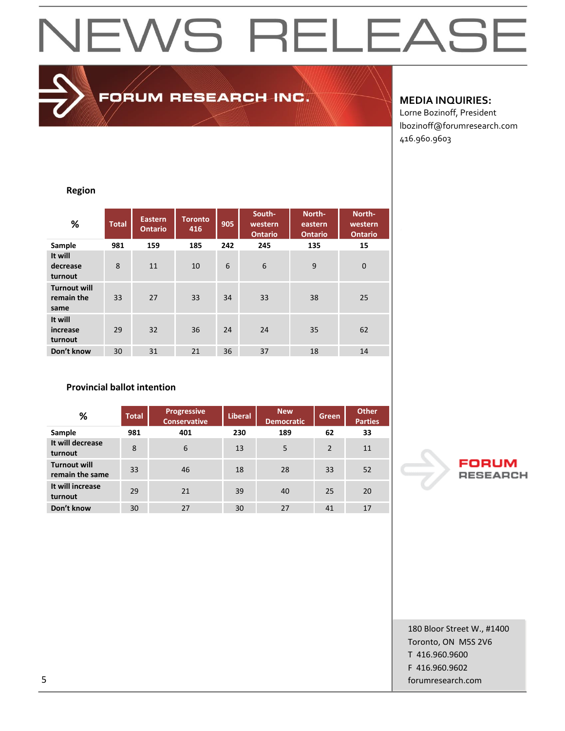# NEWS RELEASE

**FORUM RESEARCH INC.**

**MEDIA INQUIRIES:**
Lorne Bozinoff, President
lbozinoff@forumresearch.com
416.960.9603

**Region**

| % | Total | Eastern Ontario | Toronto 416 | 905 | South-western Ontario | North-eastern Ontario | North-western Ontario |
|---|---|---|---|---|---|---|---|
| Sample | 981 | 159 | 185 | 242 | 245 | 135 | 15 |
| It will decrease turnout | 8 | 11 | 10 | 6 | 6 | 9 | 0 |
| Turnout will remain the same | 33 | 27 | 33 | 34 | 33 | 38 | 25 |
| It will increase turnout | 29 | 32 | 36 | 24 | 24 | 35 | 62 |
| Don't know | 30 | 31 | 21 | 36 | 37 | 18 | 14 |

**Provincial ballot intention**

| % | Total | Progressive Conservative | Liberal | New Democratic | Green | Other Parties |
|---|---|---|---|---|---|---|
| Sample | 981 | 401 | 230 | 189 | 62 | 33 |
| It will decrease turnout | 8 | 6 | 13 | 5 | 2 | 11 |
| Turnout will remain the same | 33 | 46 | 18 | 28 | 33 | 52 |
| It will increase turnout | 29 | 21 | 39 | 40 | 25 | 20 |
| Don't know | 30 | 27 | 30 | 27 | 41 | 17 |

FORUM RESEARCH

180 Bloor Street W., #1400
Toronto, ON M5S 2V6
T 416.960.9600
F 416.960.9602
forumresearch.com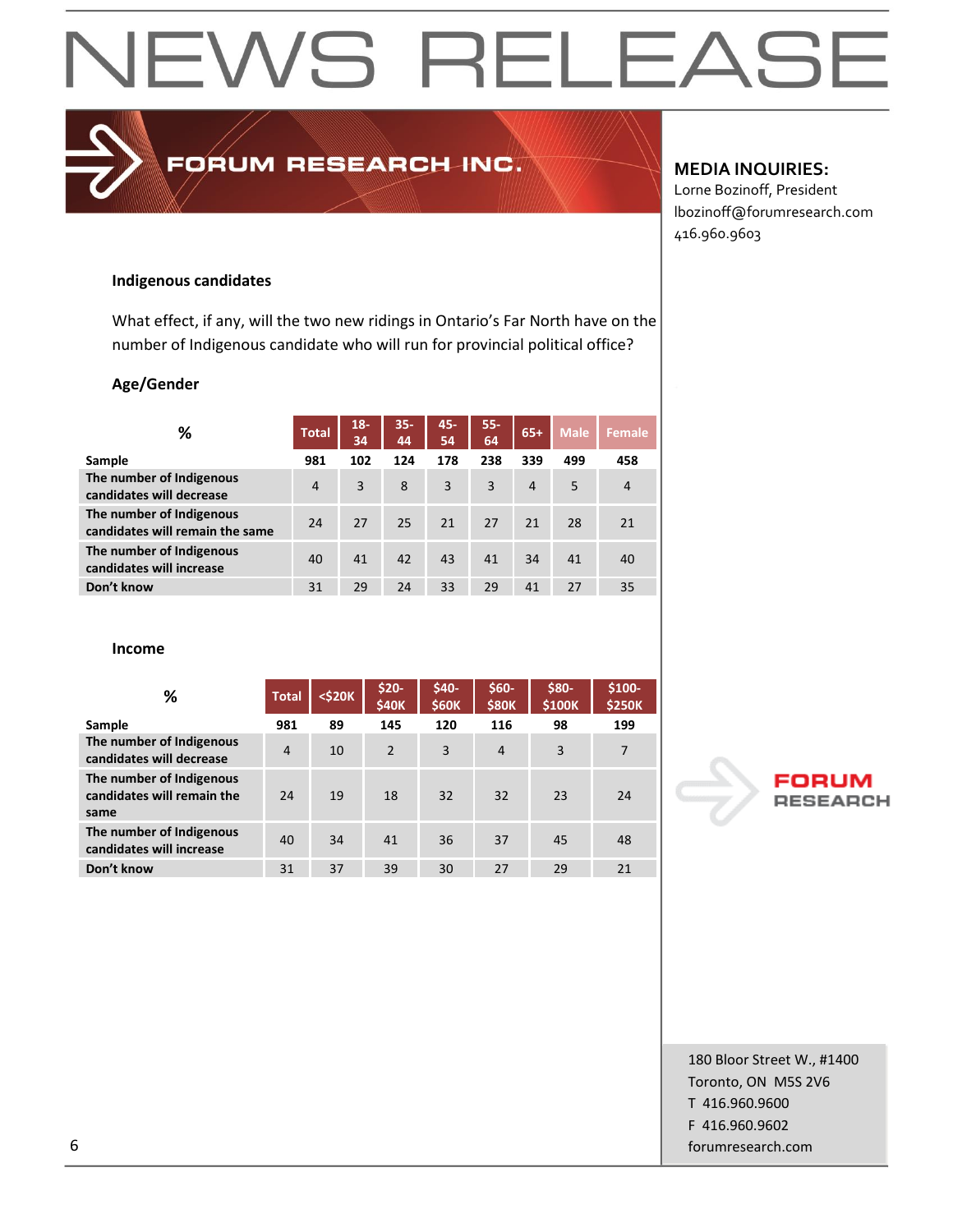# NEWS RELEASE

**FORUM RESEARCH INC.**

**MEDIA INQUIRIES:**
Lorne Bozinoff, President
lbozinoff@forumresearch.com
416.960.9603

### Indigenous candidates

What effect, if any, will the two new ridings in Ontario's Far North have on the number of Indigenous candidate who will run for provincial political office?

#### Age/Gender

| % | Total | 18-34 | 35-44 | 45-54 | 55-64 | 65+ | Male | Female |
|---|---|---|---|---|---|---|---|---|
| Sample | 981 | 102 | 124 | 178 | 238 | 339 | 499 | 458 |
| The number of Indigenous candidates will decrease | 4 | 3 | 8 | 3 | 3 | 4 | 5 | 4 |
| The number of Indigenous candidates will remain the same | 24 | 27 | 25 | 21 | 27 | 21 | 28 | 21 |
| The number of Indigenous candidates will increase | 40 | 41 | 42 | 43 | 41 | 34 | 41 | 40 |
| Don't know | 31 | 29 | 24 | 33 | 29 | 41 | 27 | 35 |

#### Income

| % | Total | <$20K | $20-$40K | $40-$60K | $60-$80K | $80-$100K | $100-$250K |
|---|---|---|---|---|---|---|---|
| Sample | 981 | 89 | 145 | 120 | 116 | 98 | 199 |
| The number of Indigenous candidates will decrease | 4 | 10 | 2 | 3 | 4 | 3 | 7 |
| The number of Indigenous candidates will remain the same | 24 | 19 | 18 | 32 | 32 | 23 | 24 |
| The number of Indigenous candidates will increase | 40 | 34 | 41 | 36 | 37 | 45 | 48 |
| Don't know | 31 | 37 | 39 | 30 | 27 | 29 | 21 |

FORUM RESEARCH

180 Bloor Street W., #1400
Toronto, ON M5S 2V6
T 416.960.9600
F 416.960.9602
forumresearch.com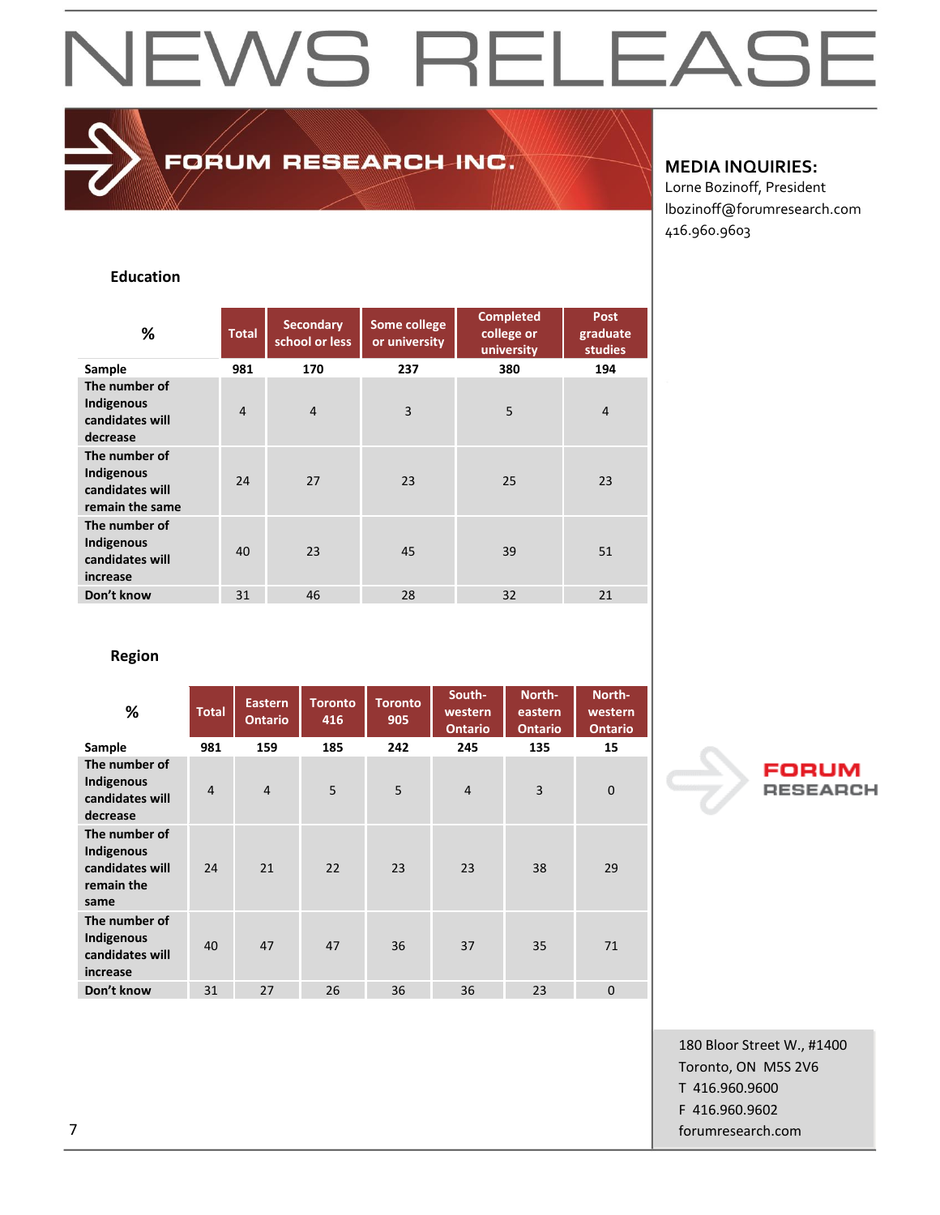# NEWS RELEASE

**FORUM RESEARCH INC.**

**MEDIA INQUIRIES:**
Lorne Bozinoff, President
lbozinoff@forumresearch.com
416.960.9603

### Education

| % | Total | Secondary school or less | Some college or university | Completed college or university | Post graduate studies |
|---|---|---|---|---|---|
| **Sample** | **981** | **170** | **237** | **380** | **194** |
| **The number of Indigenous candidates will decrease** | 4 | 4 | 3 | 5 | 4 |
| **The number of Indigenous candidates will remain the same** | 24 | 27 | 23 | 25 | 23 |
| **The number of Indigenous candidates will increase** | 40 | 23 | 45 | 39 | 51 |
| **Don't know** | 31 | 46 | 28 | 32 | 21 |

### Region

| % | Total | Eastern Ontario | Toronto 416 | Toronto 905 | South-western Ontario | North-eastern Ontario | North-western Ontario |
|---|---|---|---|---|---|---|---|
| **Sample** | **981** | **159** | **185** | **242** | **245** | **135** | **15** |
| **The number of Indigenous candidates will decrease** | 4 | 4 | 5 | 5 | 4 | 3 | 0 |
| **The number of Indigenous candidates will remain the same** | 24 | 21 | 22 | 23 | 23 | 38 | 29 |
| **The number of Indigenous candidates will increase** | 40 | 47 | 47 | 36 | 37 | 35 | 71 |
| **Don't know** | 31 | 27 | 26 | 36 | 36 | 23 | 0 |

FORUM RESEARCH

180 Bloor Street W., #1400
Toronto, ON M5S 2V6
T 416.960.9600
F 416.960.9602
forumresearch.com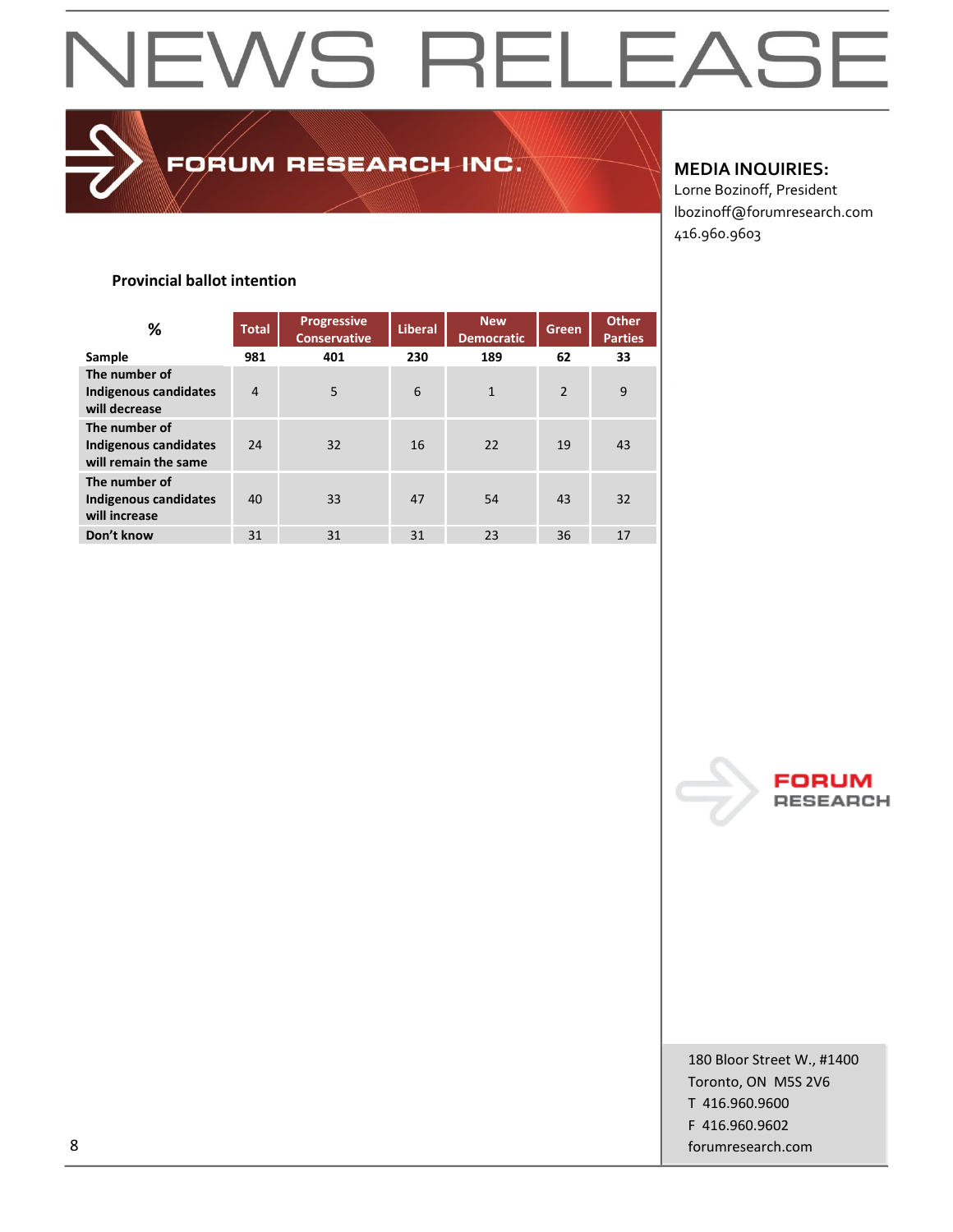# NEWS RELEASE

**FORUM RESEARCH INC.**

**MEDIA INQUIRIES:**
Lorne Bozinoff, President
lbozinoff@forumresearch.com
416.960.9603

**Provincial ballot intention**

| % | Total | Progressive Conservative | Liberal | New Democratic | Green | Other Parties |
|---|---|---|---|---|---|---|
| **Sample** | **981** | **401** | **230** | **189** | **62** | **33** |
| **The number of Indigenous candidates will decrease** | 4 | 5 | 6 | 1 | 2 | 9 |
| **The number of Indigenous candidates will remain the same** | 24 | 32 | 16 | 22 | 19 | 43 |
| **The number of Indigenous candidates will increase** | 40 | 33 | 47 | 54 | 43 | 32 |
| **Don't know** | 31 | 31 | 31 | 23 | 36 | 17 |

FORUM RESEARCH

180 Bloor Street W., #1400
Toronto, ON M5S 2V6
T 416.960.9600
F 416.960.9602
forumresearch.com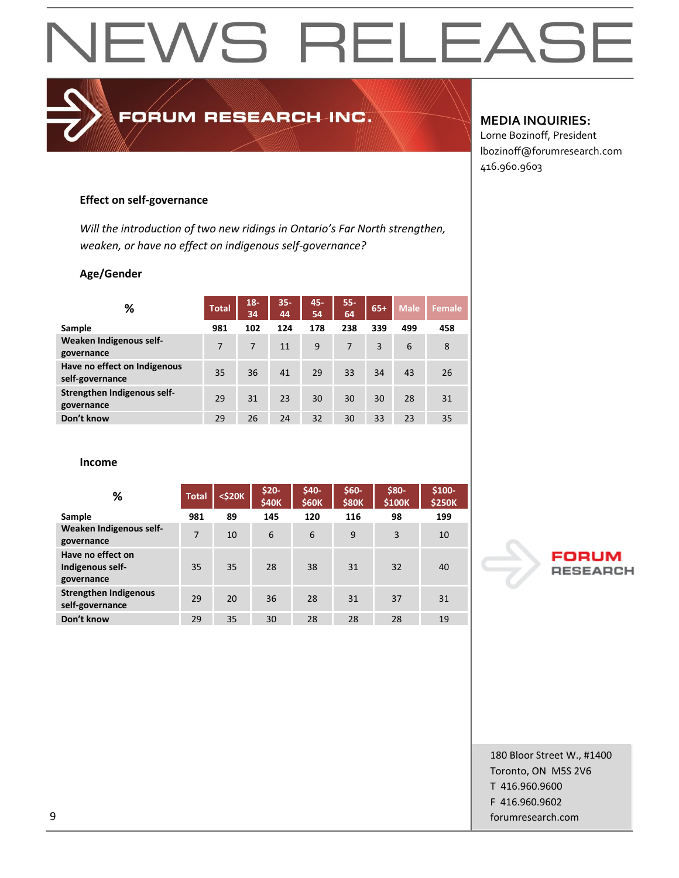NEWS RELEASE

FORUM RESEARCH INC.

**MEDIA INQUIRIES:**
Lorne Bozinoff, President
lbozinoff@forumresearch.com
416.960.9603

### Effect on self-governance

*Will the introduction of two new ridings in Ontario's Far North strengthen, weaken, or have no effect on indigenous self-governance?*

#### Age/Gender

| % | Total | 18-34 | 35-44 | 45-54 | 55-64 | 65+ | Male | Female |
|---|---|---|---|---|---|---|---|---|
| **Sample** | **981** | **102** | **124** | **178** | **238** | **339** | **499** | **458** |
| **Weaken Indigenous self-governance** | 7 | 7 | 11 | 9 | 7 | 3 | 6 | 8 |
| **Have no effect on Indigenous self-governance** | 35 | 36 | 41 | 29 | 33 | 34 | 43 | 26 |
| **Strengthen Indigenous self-governance** | 29 | 31 | 23 | 30 | 30 | 30 | 28 | 31 |
| **Don't know** | 29 | 26 | 24 | 32 | 30 | 33 | 23 | 35 |

#### Income

| % | Total | <$20K | $20-$40K | $40-$60K | $60-$80K | $80-$100K | $100-$250K |
|---|---|---|---|---|---|---|---|
| **Sample** | **981** | **89** | **145** | **120** | **116** | **98** | **199** |
| **Weaken Indigenous self-governance** | 7 | 10 | 6 | 6 | 9 | 3 | 10 |
| **Have no effect on Indigenous self-governance** | 35 | 35 | 28 | 38 | 31 | 32 | 40 |
| **Strengthen Indigenous self-governance** | 29 | 20 | 36 | 28 | 31 | 37 | 31 |
| **Don't know** | 29 | 35 | 30 | 28 | 28 | 28 | 19 |

FORUM RESEARCH

180 Bloor Street W., #1400
Toronto, ON M5S 2V6
T 416.960.9600
F 416.960.9602
forumresearch.com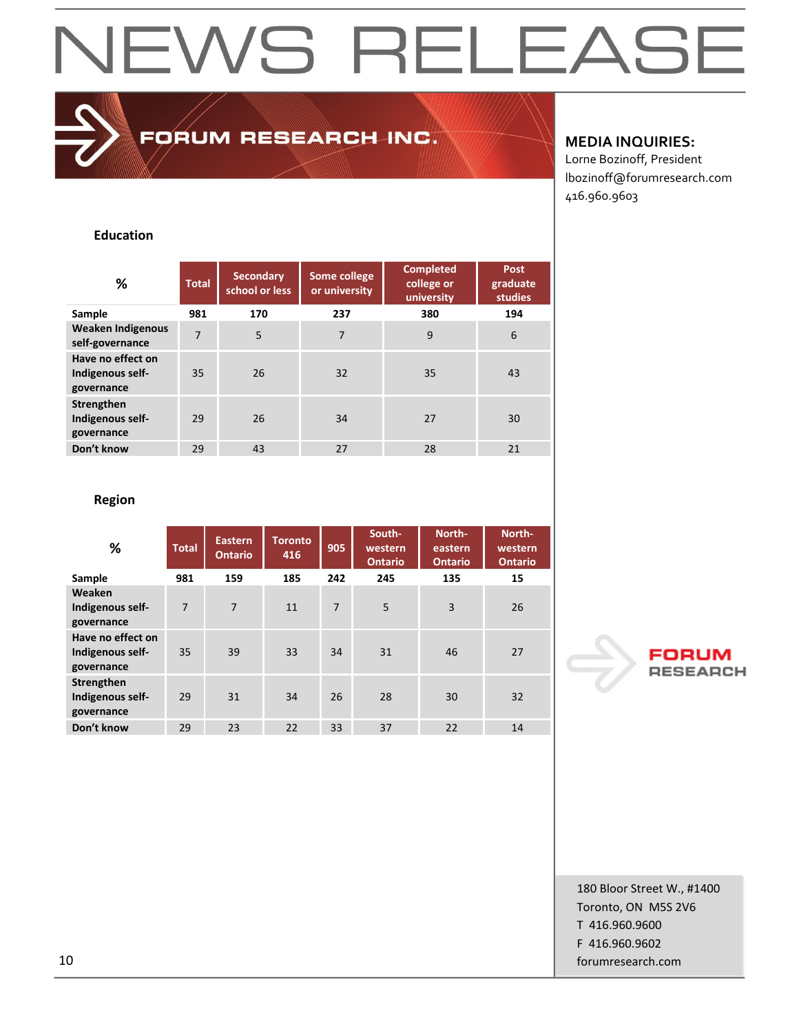# NEWS RELEASE

FORUM RESEARCH INC.

**MEDIA INQUIRIES:**
Lorne Bozinoff, President
lbozinoff@forumresearch.com
416.960.9603

### Education

| % | Total | Secondary school or less | Some college or university | Completed college or university | Post graduate studies |
|---|---|---|---|---|---|
| Sample | 981 | 170 | 237 | 380 | 194 |
| Weaken Indigenous self-governance | 7 | 5 | 7 | 9 | 6 |
| Have no effect on Indigenous self-governance | 35 | 26 | 32 | 35 | 43 |
| Strengthen Indigenous self-governance | 29 | 26 | 34 | 27 | 30 |
| Don't know | 29 | 43 | 27 | 28 | 21 |

### Region

| % | Total | Eastern Ontario | Toronto 416 | 905 | South-western Ontario | North-eastern Ontario | North-western Ontario |
|---|---|---|---|---|---|---|---|
| Sample | 981 | 159 | 185 | 242 | 245 | 135 | 15 |
| Weaken Indigenous self-governance | 7 | 7 | 11 | 7 | 5 | 3 | 26 |
| Have no effect on Indigenous self-governance | 35 | 39 | 33 | 34 | 31 | 46 | 27 |
| Strengthen Indigenous self-governance | 29 | 31 | 34 | 26 | 28 | 30 | 32 |
| Don't know | 29 | 23 | 22 | 33 | 37 | 22 | 14 |

FORUM RESEARCH

180 Bloor Street W., #1400
Toronto, ON M5S 2V6
T 416.960.9600
F 416.960.9602
forumresearch.com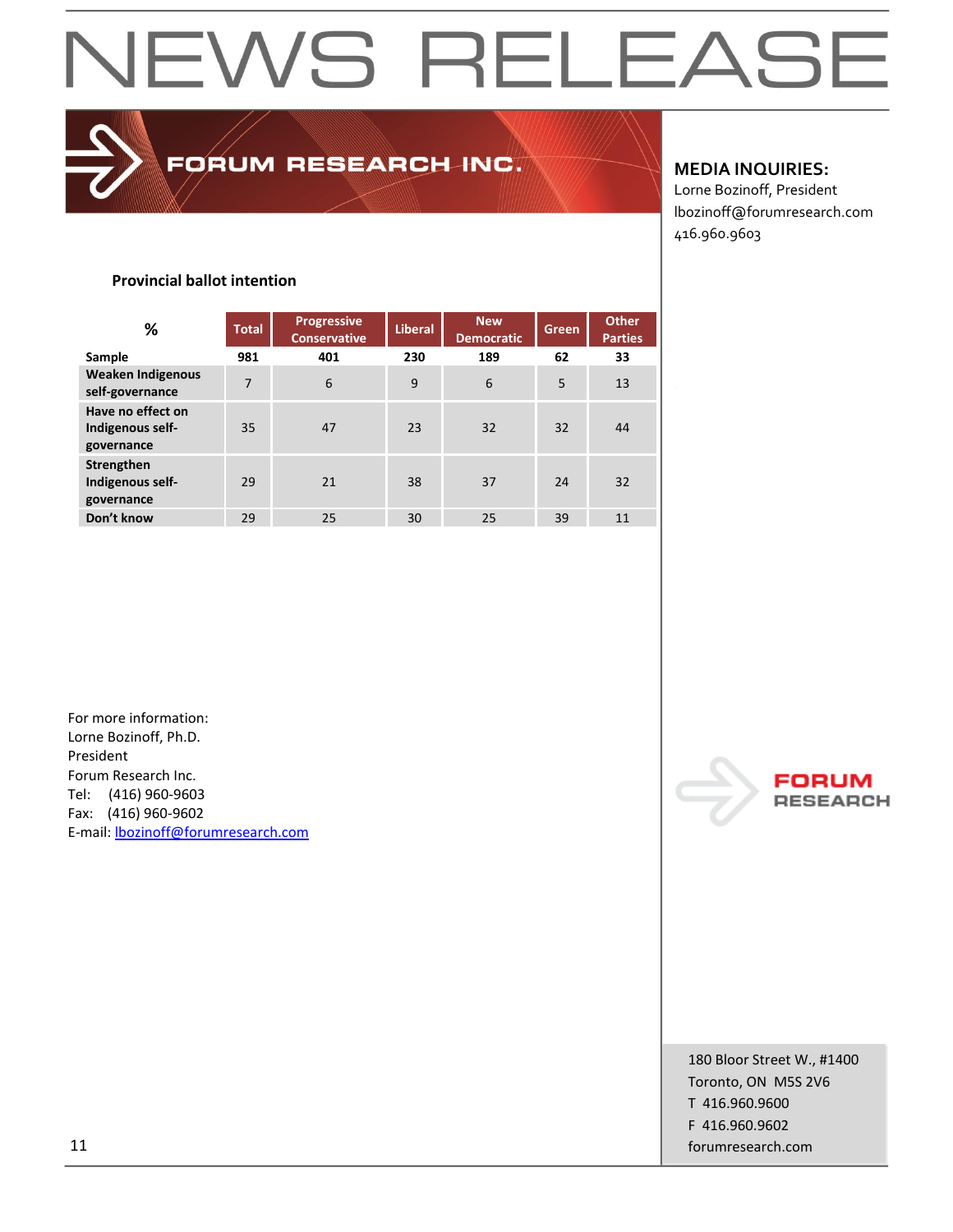# NEWS RELEASE

FORUM RESEARCH INC.

**MEDIA INQUIRIES:**
Lorne Bozinoff, President
lbozinoff@forumresearch.com
416.960.9603

**Provincial ballot intention**

| % | Total | Progressive Conservative | Liberal | New Democratic | Green | Other Parties |
|---|---|---|---|---|---|---|
| **Sample** | **981** | **401** | **230** | **189** | **62** | **33** |
| **Weaken Indigenous self-governance** | 7 | 6 | 9 | 6 | 5 | 13 |
| **Have no effect on Indigenous self-governance** | 35 | 47 | 23 | 32 | 32 | 44 |
| **Strengthen Indigenous self-governance** | 29 | 21 | 38 | 37 | 24 | 32 |
| **Don't know** | 29 | 25 | 30 | 25 | 39 | 11 |

For more information:
Lorne Bozinoff, Ph.D.
President
Forum Research Inc.
Tel: (416) 960-9603
Fax: (416) 960-9602
E-mail: lbozinoff@forumresearch.com

FORUM RESEARCH

180 Bloor Street W., #1400
Toronto, ON M5S 2V6
T 416.960.9600
F 416.960.9602
forumresearch.com